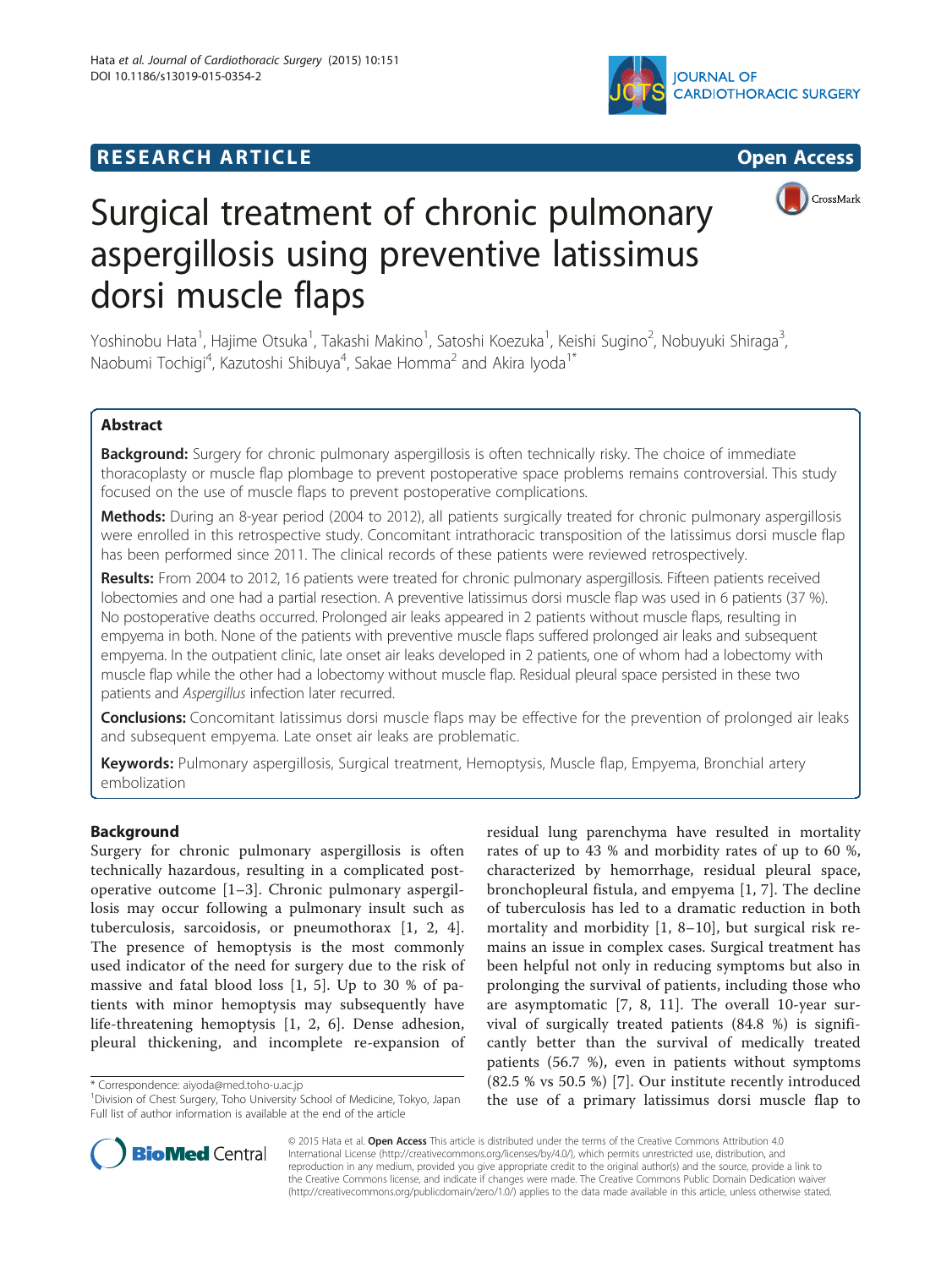**RESEARCH ARTICLE** **Open Access**

# Surgical treatment of chronic pulmonary aspergillosis using preventive latissimus dorsi muscle flaps

Yoshinobu Hata[1], Hajime Otsuka[1], Takashi Makino[1], Satoshi Koezuka[1], Keishi Sugino[2], Nobuyuki Shiraga[3], Naobumi Tochigi[4], Kazutoshi Shibuya[4], Sakae Homma[2] and Akira Iyoda[1*]

## Abstract

**Background:** Surgery for chronic pulmonary aspergillosis is often technically risky. The choice of immediate thoracoplasty or muscle flap plombage to prevent postoperative space problems remains controversial. This study focused on the use of muscle flaps to prevent postoperative complications.

**Methods:** During an 8-year period (2004 to 2012), all patients surgically treated for chronic pulmonary aspergillosis were enrolled in this retrospective study. Concomitant intrathoracic transposition of the latissimus dorsi muscle flap has been performed since 2011. The clinical records of these patients were reviewed retrospectively.

**Results:** From 2004 to 2012, 16 patients were treated for chronic pulmonary aspergillosis. Fifteen patients received lobectomies and one had a partial resection. A preventive latissimus dorsi muscle flap was used in 6 patients (37 %). No postoperative deaths occurred. Prolonged air leaks appeared in 2 patients without muscle flaps, resulting in empyema in both. None of the patients with preventive muscle flaps suffered prolonged air leaks and subsequent empyema. In the outpatient clinic, late onset air leaks developed in 2 patients, one of whom had a lobectomy with muscle flap while the other had a lobectomy without muscle flap. Residual pleural space persisted in these two patients and *Aspergillus* infection later recurred.

**Conclusions:** Concomitant latissimus dorsi muscle flaps may be effective for the prevention of prolonged air leaks and subsequent empyema. Late onset air leaks are problematic.

**Keywords:** Pulmonary aspergillosis, Surgical treatment, Hemoptysis, Muscle flap, Empyema, Bronchial artery embolization

## Background

Surgery for chronic pulmonary aspergillosis is often technically hazardous, resulting in a complicated postoperative outcome [1–3]. Chronic pulmonary aspergillosis may occur following a pulmonary insult such as tuberculosis, sarcoidosis, or pneumothorax [1, 2, 4]. The presence of hemoptysis is the most commonly used indicator of the need for surgery due to the risk of massive and fatal blood loss [1, 5]. Up to 30 % of patients with minor hemoptysis may subsequently have life-threatening hemoptysis [1, 2, 6]. Dense adhesion, pleural thickening, and incomplete re-expansion of residual lung parenchyma have resulted in mortality rates of up to 43 % and morbidity rates of up to 60 %, characterized by hemorrhage, residual pleural space, bronchopleural fistula, and empyema [1, 7]. The decline of tuberculosis has led to a dramatic reduction in both mortality and morbidity [1, 8–10], but surgical risk remains an issue in complex cases. Surgical treatment has been helpful not only in reducing symptoms but also in prolonging the survival of patients, including those who are asymptomatic [7, 8, 11]. The overall 10-year survival of surgically treated patients (84.8 %) is significantly better than the survival of medically treated patients (56.7 %), even in patients without symptoms (82.5 % vs 50.5 %) [7]. Our institute recently introduced the use of a primary latissimus dorsi muscle flap to

* Correspondence: aiyoda@med.toho-u.ac.jp
[1]Division of Chest Surgery, Toho University School of Medicine, Tokyo, Japan
Full list of author information is available at the end of the article

© 2015 Hata et al. **Open Access** This article is distributed under the terms of the Creative Commons Attribution 4.0 International License (http://creativecommons.org/licenses/by/4.0/), which permits unrestricted use, distribution, and reproduction in any medium, provided you give appropriate credit to the original author(s) and the source, provide a link to the Creative Commons license, and indicate if changes were made. The Creative Commons Public Domain Dedication waiver (http://creativecommons.org/publicdomain/zero/1.0/) applies to the data made available in this article, unless otherwise stated.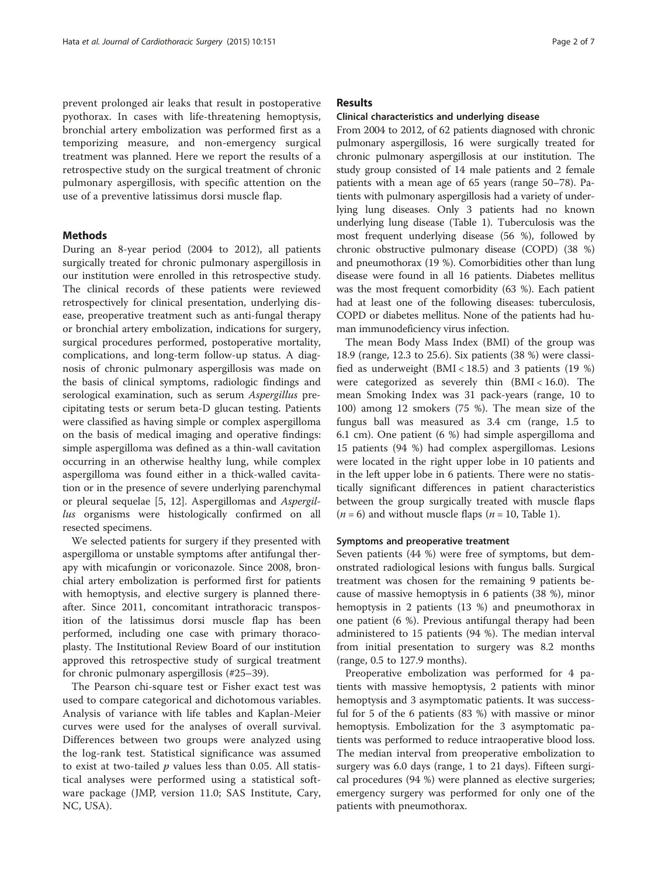prevent prolonged air leaks that result in postoperative pyothorax. In cases with life-threatening hemoptysis, bronchial artery embolization was performed first as a temporizing measure, and non-emergency surgical treatment was planned. Here we report the results of a retrospective study on the surgical treatment of chronic pulmonary aspergillosis, with specific attention on the use of a preventive latissimus dorsi muscle flap.

## Methods

During an 8-year period (2004 to 2012), all patients surgically treated for chronic pulmonary aspergillosis in our institution were enrolled in this retrospective study. The clinical records of these patients were reviewed retrospectively for clinical presentation, underlying disease, preoperative treatment such as anti-fungal therapy or bronchial artery embolization, indications for surgery, surgical procedures performed, postoperative mortality, complications, and long-term follow-up status. A diagnosis of chronic pulmonary aspergillosis was made on the basis of clinical symptoms, radiologic findings and serological examination, such as serum *Aspergillus* precipitating tests or serum beta-D glucan testing. Patients were classified as having simple or complex aspergilloma on the basis of medical imaging and operative findings: simple aspergilloma was defined as a thin-wall cavitation occurring in an otherwise healthy lung, while complex aspergilloma was found either in a thick-walled cavitation or in the presence of severe underlying parenchymal or pleural sequelae [5, 12]. Aspergillomas and *Aspergillus* organisms were histologically confirmed on all resected specimens.

We selected patients for surgery if they presented with aspergilloma or unstable symptoms after antifungal therapy with micafungin or voriconazole. Since 2008, bronchial artery embolization is performed first for patients with hemoptysis, and elective surgery is planned thereafter. Since 2011, concomitant intrathoracic transposition of the latissimus dorsi muscle flap has been performed, including one case with primary thoracoplasty. The Institutional Review Board of our institution approved this retrospective study of surgical treatment for chronic pulmonary aspergillosis (#25–39).

The Pearson chi-square test or Fisher exact test was used to compare categorical and dichotomous variables. Analysis of variance with life tables and Kaplan-Meier curves were used for the analyses of overall survival. Differences between two groups were analyzed using the log-rank test. Statistical significance was assumed to exist at two-tailed $p$ values less than 0.05. All statistical analyses were performed using a statistical software package (JMP, version 11.0; SAS Institute, Cary, NC, USA).

## Results

### Clinical characteristics and underlying disease

From 2004 to 2012, of 62 patients diagnosed with chronic pulmonary aspergillosis, 16 were surgically treated for chronic pulmonary aspergillosis at our institution. The study group consisted of 14 male patients and 2 female patients with a mean age of 65 years (range 50–78). Patients with pulmonary aspergillosis had a variety of underlying lung diseases. Only 3 patients had no known underlying lung disease (Table 1). Tuberculosis was the most frequent underlying disease (56 %), followed by chronic obstructive pulmonary disease (COPD) (38 %) and pneumothorax (19 %). Comorbidities other than lung disease were found in all 16 patients. Diabetes mellitus was the most frequent comorbidity (63 %). Each patient had at least one of the following diseases: tuberculosis, COPD or diabetes mellitus. None of the patients had human immunodeficiency virus infection.

The mean Body Mass Index (BMI) of the group was 18.9 (range, 12.3 to 25.6). Six patients (38 %) were classified as underweight (BMI < 18.5) and 3 patients (19 %) were categorized as severely thin (BMI < 16.0). The mean Smoking Index was 31 pack-years (range, 10 to 100) among 12 smokers (75 %). The mean size of the fungus ball was measured as 3.4 cm (range, 1.5 to 6.1 cm). One patient (6 %) had simple aspergilloma and 15 patients (94 %) had complex aspergillomas. Lesions were located in the right upper lobe in 10 patients and in the left upper lobe in 6 patients. There were no statistically significant differences in patient characteristics between the group surgically treated with muscle flaps ($n = 6$) and without muscle flaps ($n = 10$, Table 1).

### Symptoms and preoperative treatment

Seven patients (44 %) were free of symptoms, but demonstrated radiological lesions with fungus balls. Surgical treatment was chosen for the remaining 9 patients because of massive hemoptysis in 6 patients (38 %), minor hemoptysis in 2 patients (13 %) and pneumothorax in one patient (6 %). Previous antifungal therapy had been administered to 15 patients (94 %). The median interval from initial presentation to surgery was 8.2 months (range, 0.5 to 127.9 months).

Preoperative embolization was performed for 4 patients with massive hemoptysis, 2 patients with minor hemoptysis and 3 asymptomatic patients. It was successful for 5 of the 6 patients (83 %) with massive or minor hemoptysis. Embolization for the 3 asymptomatic patients was performed to reduce intraoperative blood loss. The median interval from preoperative embolization to surgery was 6.0 days (range, 1 to 21 days). Fifteen surgical procedures (94 %) were planned as elective surgeries; emergency surgery was performed for only one of the patients with pneumothorax.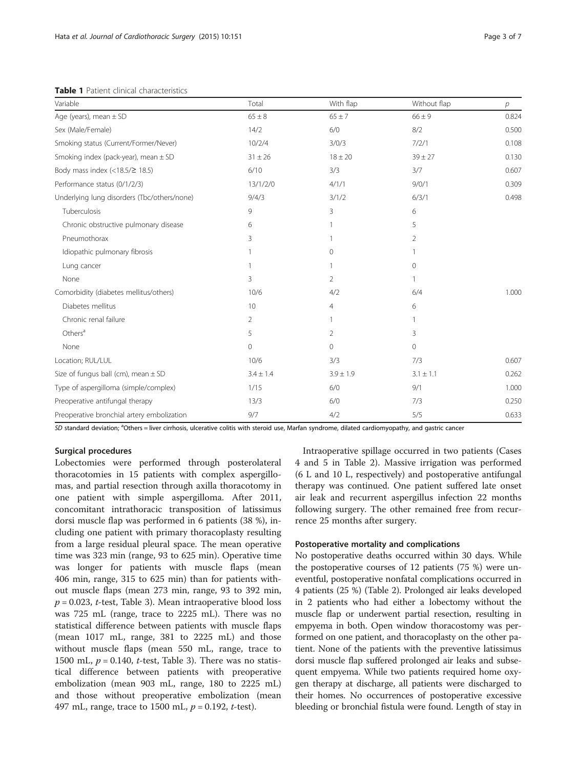**Table 1** Patient clinical characteristics

| Variable | Total | With flap | Without flap | *p* |
|---|---|---|---|---|
| Age (years), mean ± SD | 65 ± 8 | 65 ± 7 | 66 ± 9 | 0.824 |
| Sex (Male/Female) | 14/2 | 6/0 | 8/2 | 0.500 |
| Smoking status (Current/Former/Never) | 10/2/4 | 3/0/3 | 7/2/1 | 0.108 |
| Smoking index (pack-year), mean ± SD | 31 ± 26 | 18 ± 20 | 39 ± 27 | 0.130 |
| Body mass index (<18.5/≥ 18.5) | 6/10 | 3/3 | 3/7 | 0.607 |
| Performance status (0/1/2/3) | 13/1/2/0 | 4/1/1 | 9/0/1 | 0.309 |
| Underlying lung disorders (Tbc/others/none) | 9/4/3 | 3/1/2 | 6/3/1 | 0.498 |
| Tuberculosis | 9 | 3 | 6 | |
| Chronic obstructive pulmonary disease | 6 | 1 | 5 | |
| Pneumothorax | 3 | 1 | 2 | |
| Idiopathic pulmonary fibrosis | 1 | 0 | 1 | |
| Lung cancer | 1 | 1 | 0 | |
| None | 3 | 2 | 1 | |
| Comorbidity (diabetes mellitus/others) | 10/6 | 4/2 | 6/4 | 1.000 |
| Diabetes mellitus | 10 | 4 | 6 | |
| Chronic renal failure | 2 | 1 | 1 | |
| Others[a] | 5 | 2 | 3 | |
| None | 0 | 0 | 0 | |
| Location; RUL/LUL | 10/6 | 3/3 | 7/3 | 0.607 |
| Size of fungus ball (cm), mean ± SD | 3.4 ± 1.4 | 3.9 ± 1.9 | 3.1 ± 1.1 | 0.262 |
| Type of aspergilloma (simple/complex) | 1/15 | 6/0 | 9/1 | 1.000 |
| Preoperative antifungal therapy | 13/3 | 6/0 | 7/3 | 0.250 |
| Preoperative bronchial artery embolization | 9/7 | 4/2 | 5/5 | 0.633 |

*SD* standard deviation; [a]Others = liver cirrhosis, ulcerative colitis with steroid use, Marfan syndrome, dilated cardiomyopathy, and gastric cancer

### Surgical procedures

Lobectomies were performed through posterolateral thoracotomies in 15 patients with complex aspergillomas, and partial resection through axilla thoracotomy in one patient with simple aspergilloma. After 2011, concomitant intrathoracic transposition of latissimus dorsi muscle flap was performed in 6 patients (38 %), including one patient with primary thoracoplasty resulting from a large residual pleural space. The mean operative time was 323 min (range, 93 to 625 min). Operative time was longer for patients with muscle flaps (mean 406 min, range, 315 to 625 min) than for patients without muscle flaps (mean 273 min, range, 93 to 392 min, $p = 0.023$, *t*-test, Table 3). Mean intraoperative blood loss was 725 mL (range, trace to 2225 mL). There was no statistical difference between patients with muscle flaps (mean 1017 mL, range, 381 to 2225 mL) and those without muscle flaps (mean 550 mL, range, trace to 1500 mL, $p = 0.140$, *t*-test, Table 3). There was no statistical difference between patients with preoperative embolization (mean 903 mL, range, 180 to 2225 mL) and those without preoperative embolization (mean 497 mL, range, trace to 1500 mL, $p = 0.192$, *t*-test).

Intraoperative spillage occurred in two patients (Cases 4 and 5 in Table 2). Massive irrigation was performed (6 L and 10 L, respectively) and postoperative antifungal therapy was continued. One patient suffered late onset air leak and recurrent aspergillus infection 22 months following surgery. The other remained free from recurrence 25 months after surgery.

### Postoperative mortality and complications

No postoperative deaths occurred within 30 days. While the postoperative courses of 12 patients (75 %) were uneventful, postoperative nonfatal complications occurred in 4 patients (25 %) (Table 2). Prolonged air leaks developed in 2 patients who had either a lobectomy without the muscle flap or underwent partial resection, resulting in empyema in both. Open window thoracostomy was performed on one patient, and thoracoplasty on the other patient. None of the patients with the preventive latissimus dorsi muscle flap suffered prolonged air leaks and subsequent empyema. While two patients required home oxygen therapy at discharge, all patients were discharged to their homes. No occurrences of postoperative excessive bleeding or bronchial fistula were found. Length of stay in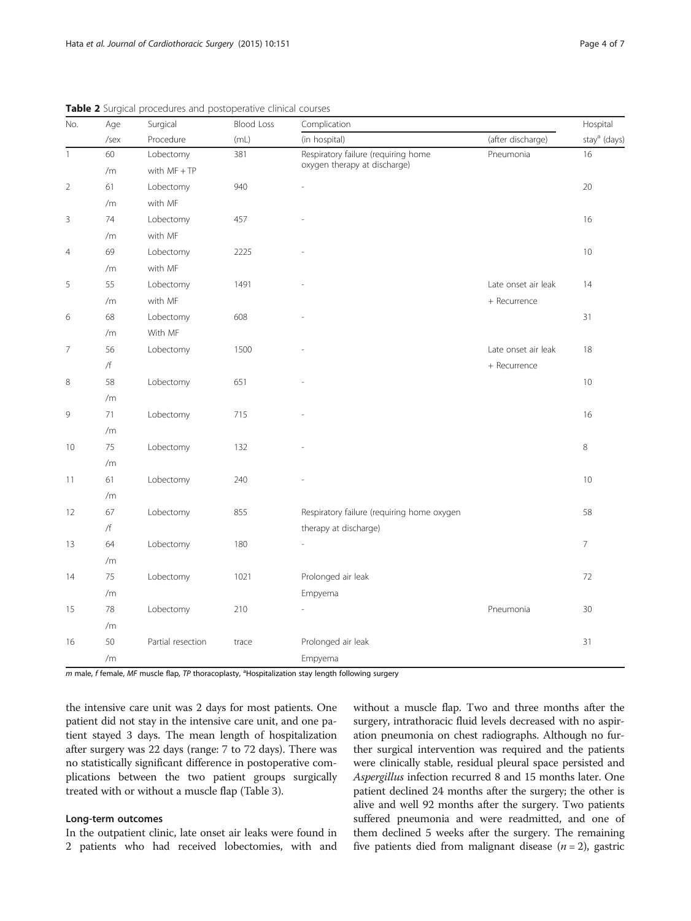**Table 2** Surgical procedures and postoperative clinical courses

| No. | Age /sex | Surgical Procedure | Blood Loss (mL) | Complication (in hospital) | Complication (after discharge) | Hospital stay[a] (days) |
|---|---|---|---|---|---|---|
| 1 | 60 /m | Lobectomy with MF + TP | 381 | Respiratory failure (requiring home oxygen therapy at discharge) | Pneumonia | 16 |
| 2 | 61 /m | Lobectomy with MF | 940 | - | | 20 |
| 3 | 74 /m | Lobectomy with MF | 457 | - | | 16 |
| 4 | 69 /m | Lobectomy with MF | 2225 | - | | 10 |
| 5 | 55 /m | Lobectomy with MF | 1491 | - | Late onset air leak + Recurrence | 14 |
| 6 | 68 /m | Lobectomy With MF | 608 | - | | 31 |
| 7 | 56 /f | Lobectomy | 1500 | - | Late onset air leak + Recurrence | 18 |
| 8 | 58 /m | Lobectomy | 651 | - | | 10 |
| 9 | 71 /m | Lobectomy | 715 | - | | 16 |
| 10 | 75 /m | Lobectomy | 132 | - | | 8 |
| 11 | 61 /m | Lobectomy | 240 | - | | 10 |
| 12 | 67 /f | Lobectomy | 855 | Respiratory failure (requiring home oxygen therapy at discharge) | | 58 |
| 13 | 64 /m | Lobectomy | 180 | - | | 7 |
| 14 | 75 /m | Lobectomy | 1021 | Prolonged air leak Empyema | | 72 |
| 15 | 78 /m | Lobectomy | 210 | - | Pneumonia | 30 |
| 16 | 50 /m | Partial resection | trace | Prolonged air leak Empyema | | 31 |

*m* male, *f* female, *MF* muscle flap, *TP* thoracoplasty, [a]Hospitalization stay length following surgery

the intensive care unit was 2 days for most patients. One patient did not stay in the intensive care unit, and one patient stayed 3 days. The mean length of hospitalization after surgery was 22 days (range: 7 to 72 days). There was no statistically significant difference in postoperative complications between the two patient groups surgically treated with or without a muscle flap (Table 3).

### Long-term outcomes

In the outpatient clinic, late onset air leaks were found in 2 patients who had received lobectomies, with and without a muscle flap. Two and three months after the surgery, intrathoracic fluid levels decreased with no aspiration pneumonia on chest radiographs. Although no further surgical intervention was required and the patients were clinically stable, residual pleural space persisted and *Aspergillus* infection recurred 8 and 15 months later. One patient declined 24 months after the surgery; the other is alive and well 92 months after the surgery. Two patients suffered pneumonia and were readmitted, and one of them declined 5 weeks after the surgery. The remaining five patients died from malignant disease ($n = 2$), gastric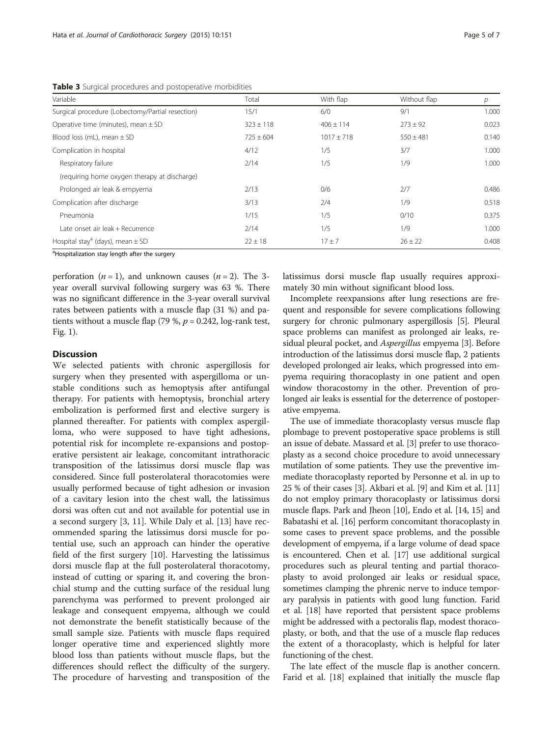**Table 3** Surgical procedures and postoperative morbidities

| Variable | Total | With flap | Without flap | $p$ |
|---|---|---|---|---|
| Surgical procedure (Lobectomy/Partial resection) | 15/1 | 6/0 | 9/1 | 1.000 |
| Operative time (minutes), mean ± SD | 323 ± 118 | 406 ± 114 | 273 ± 92 | 0.023 |
| Blood loss (mL), mean ± SD | 725 ± 604 | 1017 ± 718 | 550 ± 481 | 0.140 |
| Complication in hospital | 4/12 | 1/5 | 3/7 | 1.000 |
| Respiratory failure | 2/14 | 1/5 | 1/9 | 1.000 |
| (requiring home oxygen therapy at discharge) | | | | |
| Prolonged air leak & empyema | 2/13 | 0/6 | 2/7 | 0.486 |
| Complication after discharge | 3/13 | 2/4 | 1/9 | 0.518 |
| Pneumonia | 1/15 | 1/5 | 0/10 | 0.375 |
| Late onset air leak + Recurrence | 2/14 | 1/5 | 1/9 | 1.000 |
| Hospital stay[a] (days), mean ± SD | 22 ± 18 | 17 ± 7 | 26 ± 22 | 0.408 |

[a]Hospitalization stay length after the surgery

perforation ($n = 1$), and unknown causes ($n = 2$). The 3-year overall survival following surgery was 63 %. There was no significant difference in the 3-year overall survival rates between patients with a muscle flap (31 %) and patients without a muscle flap (79 %, $p = 0.242$, log-rank test, Fig. 1).

## Discussion

We selected patients with chronic aspergillosis for surgery when they presented with aspergilloma or unstable conditions such as hemoptysis after antifungal therapy. For patients with hemoptysis, bronchial artery embolization is performed first and elective surgery is planned thereafter. For patients with complex aspergilloma, who were supposed to have tight adhesions, potential risk for incomplete re-expansions and postoperative persistent air leakage, concomitant intrathoracic transposition of the latissimus dorsi muscle flap was considered. Since full posterolateral thoracotomies were usually performed because of tight adhesion or invasion of a cavitary lesion into the chest wall, the latissimus dorsi was often cut and not available for potential use in a second surgery [3, 11]. While Daly et al. [13] have recommended sparing the latissimus dorsi muscle for potential use, such an approach can hinder the operative field of the first surgery [10]. Harvesting the latissimus dorsi muscle flap at the full posterolateral thoracotomy, instead of cutting or sparing it, and covering the bronchial stump and the cutting surface of the residual lung parenchyma was performed to prevent prolonged air leakage and consequent empyema, although we could not demonstrate the benefit statistically because of the small sample size. Patients with muscle flaps required longer operative time and experienced slightly more blood loss than patients without muscle flaps, but the differences should reflect the difficulty of the surgery. The procedure of harvesting and transposition of the latissimus dorsi muscle flap usually requires approximately 30 min without significant blood loss.

Incomplete reexpansions after lung resections are frequent and responsible for severe complications following surgery for chronic pulmonary aspergillosis [5]. Pleural space problems can manifest as prolonged air leaks, residual pleural pocket, and *Aspergillus* empyema [3]. Before introduction of the latissimus dorsi muscle flap, 2 patients developed prolonged air leaks, which progressed into empyema requiring thoracoplasty in one patient and open window thoracostomy in the other. Prevention of prolonged air leaks is essential for the deterrence of postoperative empyema.

The use of immediate thoracoplasty versus muscle flap plombage to prevent postoperative space problems is still an issue of debate. Massard et al. [3] prefer to use thoracoplasty as a second choice procedure to avoid unnecessary mutilation of some patients. They use the preventive immediate thoracoplasty reported by Personne et al. in up to 25 % of their cases [3]. Akbari et al. [9] and Kim et al. [11] do not employ primary thoracoplasty or latissimus dorsi muscle flaps. Park and Jheon [10], Endo et al. [14, 15] and Babatashi et al. [16] perform concomitant thoracoplasty in some cases to prevent space problems, and the possible development of empyema, if a large volume of dead space is encountered. Chen et al. [17] use additional surgical procedures such as pleural tenting and partial thoracoplasty to avoid prolonged air leaks or residual space, sometimes clamping the phrenic nerve to induce temporary paralysis in patients with good lung function. Farid et al. [18] have reported that persistent space problems might be addressed with a pectoralis flap, modest thoracoplasty, or both, and that the use of a muscle flap reduces the extent of a thoracoplasty, which is helpful for later functioning of the chest.

The late effect of the muscle flap is another concern. Farid et al. [18] explained that initially the muscle flap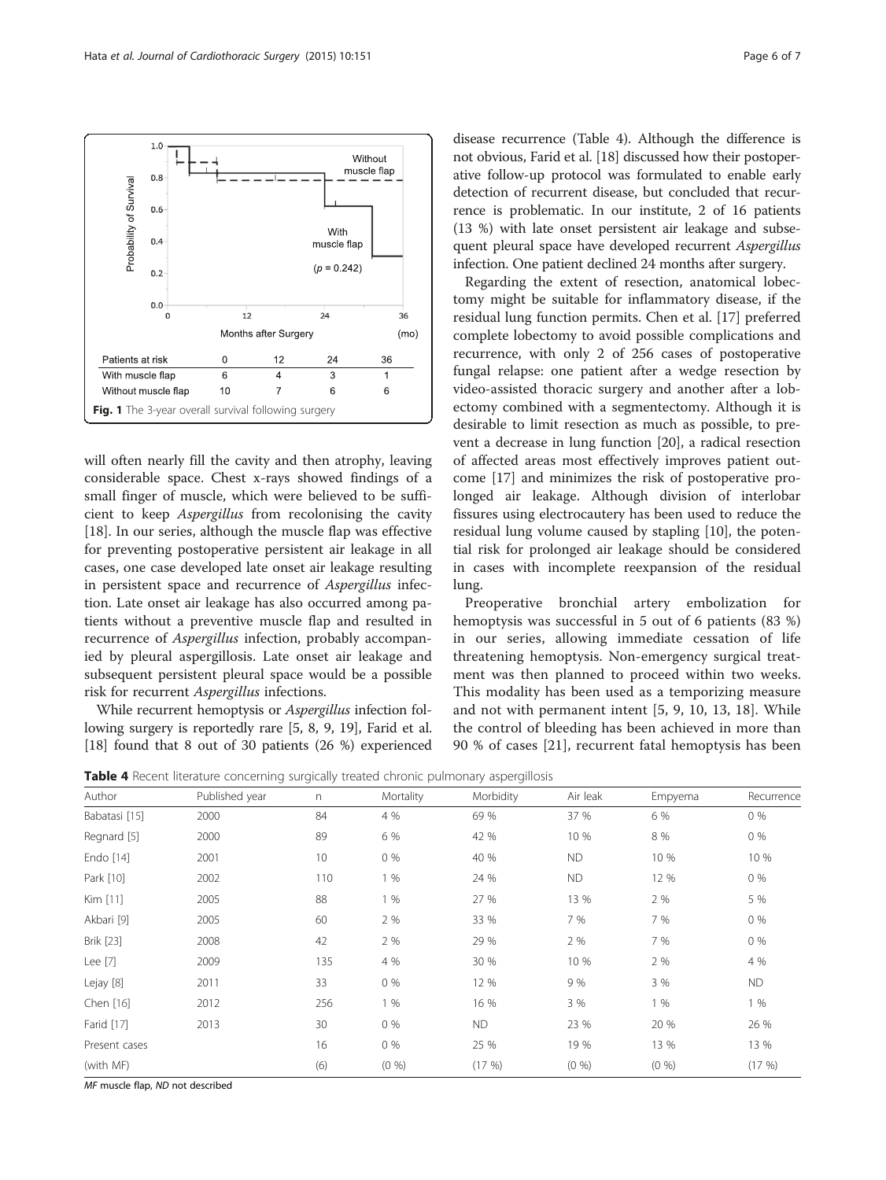| Patients at risk | 0 | 12 | 24 | 36 |
|---|---|---|---|---|
| With muscle flap | 6 | 4 | 3 | 1 |
| Without muscle flap | 10 | 7 | 6 | 6 |

**Fig. 1** The 3-year overall survival following surgery

will often nearly fill the cavity and then atrophy, leaving considerable space. Chest x-rays showed findings of a small finger of muscle, which were believed to be sufficient to keep *Aspergillus* from recolonising the cavity [18]. In our series, although the muscle flap was effective for preventing postoperative persistent air leakage in all cases, one case developed late onset air leakage resulting in persistent space and recurrence of *Aspergillus* infection. Late onset air leakage has also occurred among patients without a preventive muscle flap and resulted in recurrence of *Aspergillus* infection, probably accompanied by pleural aspergillosis. Late onset air leakage and subsequent persistent pleural space would be a possible risk for recurrent *Aspergillus* infections.

While recurrent hemoptysis or *Aspergillus* infection following surgery is reportedly rare [5, 8, 9, 19], Farid et al. [18] found that 8 out of 30 patients (26 %) experienced disease recurrence (Table 4). Although the difference is not obvious, Farid et al. [18] discussed how their postoperative follow-up protocol was formulated to enable early detection of recurrent disease, but concluded that recurrence is problematic. In our institute, 2 of 16 patients (13 %) with late onset persistent air leakage and subsequent pleural space have developed recurrent *Aspergillus* infection. One patient declined 24 months after surgery.

Regarding the extent of resection, anatomical lobectomy might be suitable for inflammatory disease, if the residual lung function permits. Chen et al. [17] preferred complete lobectomy to avoid possible complications and recurrence, with only 2 of 256 cases of postoperative fungal relapse: one patient after a wedge resection by video-assisted thoracic surgery and another after a lobectomy combined with a segmentectomy. Although it is desirable to limit resection as much as possible, to prevent a decrease in lung function [20], a radical resection of affected areas most effectively improves patient outcome [17] and minimizes the risk of postoperative prolonged air leakage. Although division of interlobar fissures using electrocautery has been used to reduce the residual lung volume caused by stapling [10], the potential risk for prolonged air leakage should be considered in cases with incomplete reexpansion of the residual lung.

Preoperative bronchial artery embolization for hemoptysis was successful in 5 out of 6 patients (83 %) in our series, allowing immediate cessation of life threatening hemoptysis. Non-emergency surgical treatment was then planned to proceed within two weeks. This modality has been used as a temporizing measure and not with permanent intent [5, 9, 10, 13, 18]. While the control of bleeding has been achieved in more than 90 % of cases [21], recurrent fatal hemoptysis has been

**Table 4** Recent literature concerning surgically treated chronic pulmonary aspergillosis

| Author | Published year | n | Mortality | Morbidity | Air leak | Empyema | Recurrence |
|---|---|---|---|---|---|---|---|
| Babatasi [15] | 2000 | 84 | 4 % | 69 % | 37 % | 6 % | 0 % |
| Regnard [5] | 2000 | 89 | 6 % | 42 % | 10 % | 8 % | 0 % |
| Endo [14] | 2001 | 10 | 0 % | 40 % | ND | 10 % | 10 % |
| Park [10] | 2002 | 110 | 1 % | 24 % | ND | 12 % | 0 % |
| Kim [11] | 2005 | 88 | 1 % | 27 % | 13 % | 2 % | 5 % |
| Akbari [9] | 2005 | 60 | 2 % | 33 % | 7 % | 7 % | 0 % |
| Brik [23] | 2008 | 42 | 2 % | 29 % | 2 % | 7 % | 0 % |
| Lee [7] | 2009 | 135 | 4 % | 30 % | 10 % | 2 % | 4 % |
| Lejay [8] | 2011 | 33 | 0 % | 12 % | 9 % | 3 % | ND |
| Chen [16] | 2012 | 256 | 1 % | 16 % | 3 % | 1 % | 1 % |
| Farid [17] | 2013 | 30 | 0 % | ND | 23 % | 20 % | 26 % |
| Present cases | | 16 | 0 % | 25 % | 19 % | 13 % | 13 % |
| (with MF) | | (6) | (0 %) | (17 %) | (0 %) | (0 %) | (17 %) |

*MF* muscle flap, *ND* not described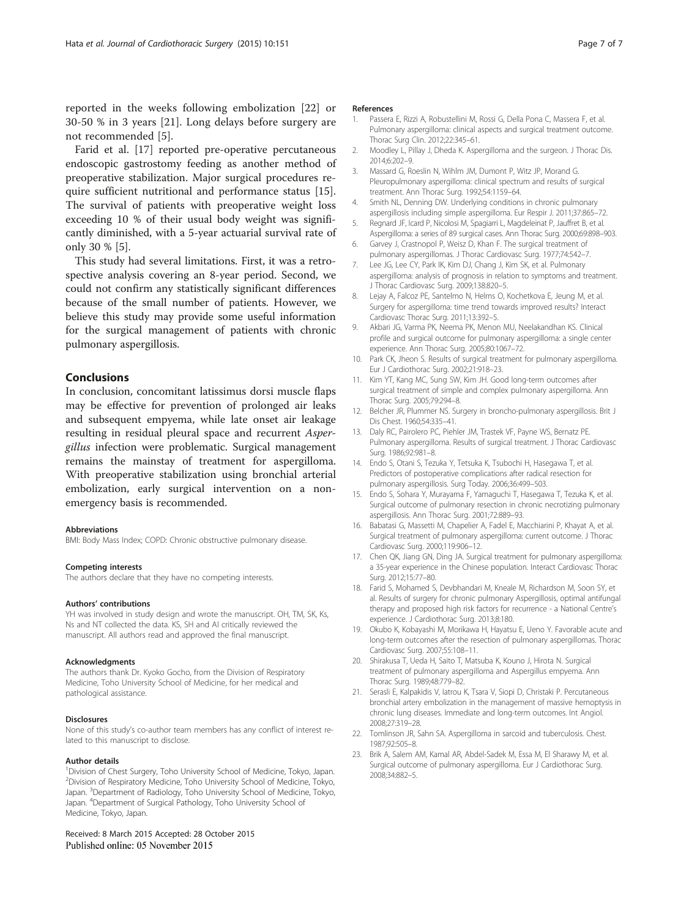reported in the weeks following embolization [22] or 30-50 % in 3 years [21]. Long delays before surgery are not recommended [5].

Farid et al. [17] reported pre-operative percutaneous endoscopic gastrostomy feeding as another method of preoperative stabilization. Major surgical procedures require sufficient nutritional and performance status [15]. The survival of patients with preoperative weight loss exceeding 10 % of their usual body weight was significantly diminished, with a 5-year actuarial survival rate of only 30 % [5].

This study had several limitations. First, it was a retrospective analysis covering an 8-year period. Second, we could not confirm any statistically significant differences because of the small number of patients. However, we believe this study may provide some useful information for the surgical management of patients with chronic pulmonary aspergillosis.

## Conclusions

In conclusion, concomitant latissimus dorsi muscle flaps may be effective for prevention of prolonged air leaks and subsequent empyema, while late onset air leakage resulting in residual pleural space and recurrent *Aspergillus* infection were problematic. Surgical management remains the mainstay of treatment for aspergilloma. With preoperative stabilization using bronchial arterial embolization, early surgical intervention on a non-emergency basis is recommended.

#### Abbreviations

BMI: Body Mass Index; COPD: Chronic obstructive pulmonary disease.

#### Competing interests

The authors declare that they have no competing interests.

#### Authors' contributions

YH was involved in study design and wrote the manuscript. OH, TM, SK, Ks, Ns and NT collected the data. KS, SH and AI critically reviewed the manuscript. All authors read and approved the final manuscript.

#### Acknowledgments

The authors thank Dr. Kyoko Gocho, from the Division of Respiratory Medicine, Toho University School of Medicine, for her medical and pathological assistance.

#### Disclosures

None of this study's co-author team members has any conflict of interest related to this manuscript to disclose.

#### Author details

[1]Division of Chest Surgery, Toho University School of Medicine, Tokyo, Japan. [2]Division of Respiratory Medicine, Toho University School of Medicine, Tokyo, Japan. [3]Department of Radiology, Toho University School of Medicine, Tokyo, Japan. [4]Department of Surgical Pathology, Toho University School of Medicine, Tokyo, Japan.

Received: 8 March 2015 Accepted: 28 October 2015
Published online: 05 November 2015

#### References

1. Passera E, Rizzi A, Robustellini M, Rossi G, Della Pona C, Massera F, et al. Pulmonary aspergilloma: clinical aspects and surgical treatment outcome. Thorac Surg Clin. 2012;22:345–61.
2. Moodley L, Pillay J, Dheda K. Aspergilloma and the surgeon. J Thorac Dis. 2014;6:202–9.
3. Massard G, Roeslin N, Wihlm JM, Dumont P, Witz JP, Morand G. Pleuropulmonary aspergilloma: clinical spectrum and results of surgical treatment. Ann Thorac Surg. 1992;54:1159–64.
4. Smith NL, Denning DW. Underlying conditions in chronic pulmonary aspergillosis including simple aspergilloma. Eur Respir J. 2011;37:865–72.
5. Regnard JF, Icard P, Nicolosi M, Spagiarri L, Magdeleinat P, Jauffret B, et al. Aspergilloma: a series of 89 surgical cases. Ann Thorac Surg. 2000;69:898–903.
6. Garvey J, Crastnopol P, Weisz D, Khan F. The surgical treatment of pulmonary aspergillomas. J Thorac Cardiovasc Surg. 1977;74:542–7.
7. Lee JG, Lee CY, Park IK, Kim DJ, Chang J, Kim SK, et al. Pulmonary aspergilloma: analysis of prognosis in relation to symptoms and treatment. J Thorac Cardiovasc Surg. 2009;138:820–5.
8. Lejay A, Falcoz PE, Santelmo N, Helms O, Kochetkova E, Jeung M, et al. Surgery for aspergilloma: time trend towards improved results? Interact Cardiovasc Thorac Surg. 2011;13:392–5.
9. Akbari JG, Varma PK, Neema PK, Menon MU, Neelakandhan KS. Clinical profile and surgical outcome for pulmonary aspergilloma: a single center experience. Ann Thorac Surg. 2005;80:1067–72.
10. Park CK, Jheon S. Results of surgical treatment for pulmonary aspergilloma. Eur J Cardiothorac Surg. 2002;21:918–23.
11. Kim YT, Kang MC, Sung SW, Kim JH. Good long-term outcomes after surgical treatment of simple and complex pulmonary aspergilloma. Ann Thorac Surg. 2005;79:294–8.
12. Belcher JR, Plummer NS. Surgery in broncho-pulmonary aspergillosis. Brit J Dis Chest. 1960;54:335–41.
13. Daly RC, Pairolero PC, Piehler JM, Trastek VF, Payne WS, Bernatz PE. Pulmonary aspergilloma. Results of surgical treatment. J Thorac Cardiovasc Surg. 1986;92:981–8.
14. Endo S, Otani S, Tezuka Y, Tetsuka K, Tsubochi H, Hasegawa T, et al. Predictors of postoperative complications after radical resection for pulmonary aspergillosis. Surg Today. 2006;36:499–503.
15. Endo S, Sohara Y, Murayama F, Yamaguchi T, Hasegawa T, Tezuka K, et al. Surgical outcome of pulmonary resection in chronic necrotizing pulmonary aspergillosis. Ann Thorac Surg. 2001;72:889–93.
16. Babatasi G, Massetti M, Chapelier A, Fadel E, Macchiarini P, Khayat A, et al. Surgical treatment of pulmonary aspergilloma: current outcome. J Thorac Cardiovasc Surg. 2000;119:906–12.
17. Chen QK, Jiang GN, Ding JA. Surgical treatment for pulmonary aspergilloma: a 35-year experience in the Chinese population. Interact Cardiovasc Thorac Surg. 2012;15:77–80.
18. Farid S, Mohamed S, Devbhandari M, Kneale M, Richardson M, Soon SY, et al. Results of surgery for chronic pulmonary Aspergillosis, optimal antifungal therapy and proposed high risk factors for recurrence - a National Centre's experience. J Cardiothorac Surg. 2013;8:180.
19. Okubo K, Kobayashi M, Morikawa H, Hayatsu E, Ueno Y. Favorable acute and long-term outcomes after the resection of pulmonary aspergillomas. Thorac Cardiovasc Surg. 2007;55:108–11.
20. Shirakusa T, Ueda H, Saito T, Matsuba K, Kouno J, Hirota N. Surgical treatment of pulmonary aspergilloma and Aspergillus empyema. Ann Thorac Surg. 1989;48:779–82.
21. Serasli E, Kalpakidis V, Iatrou K, Tsara V, Siopi D, Christaki P. Percutaneous bronchial artery embolization in the management of massive hemoptysis in chronic lung diseases. Immediate and long-term outcomes. Int Angiol. 2008;27:319–28.
22. Tomlinson JR, Sahn SA. Aspergilloma in sarcoid and tuberculosis. Chest. 1987;92:505–8.
23. Brik A, Salem AM, Kamal AR, Abdel-Sadek M, Essa M, El Sharawy M, et al. Surgical outcome of pulmonary aspergilloma. Eur J Cardiothorac Surg. 2008;34:882–5.